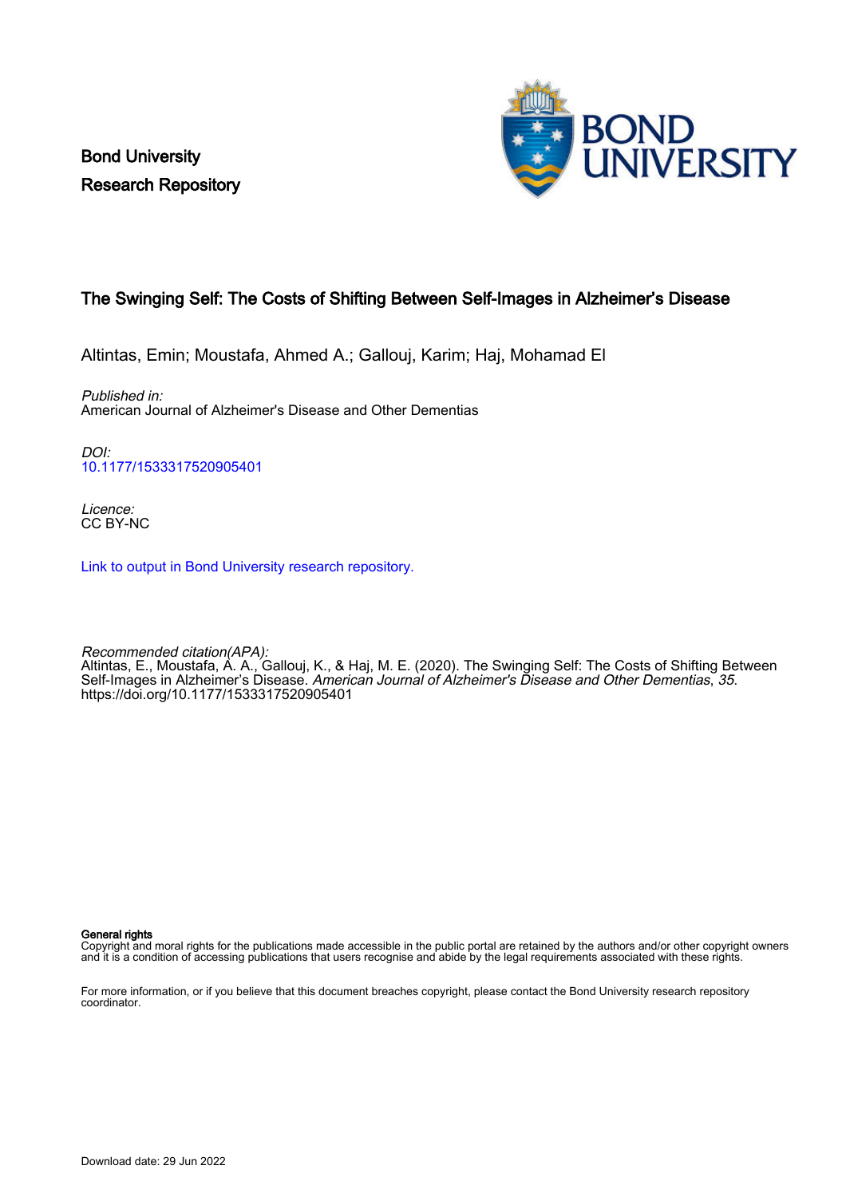Bond University
Research Repository

# The Swinging Self: The Costs of Shifting Between Self-Images in Alzheimer's Disease

Altintas, Emin; Moustafa, Ahmed A.; Gallouj, Karim; Haj, Mohamad El

*Published in:*
American Journal of Alzheimer's Disease and Other Dementias

*DOI:*
10.1177/1533317520905401

*Licence:*
CC BY-NC

Link to output in Bond University research repository.

*Recommended citation(APA):*
Altintas, E., Moustafa, A. A., Gallouj, K., & Haj, M. E. (2020). The Swinging Self: The Costs of Shifting Between Self-Images in Alzheimer's Disease. *American Journal of Alzheimer's Disease and Other Dementias*, *35*. https://doi.org/10.1177/1533317520905401

**General rights**
Copyright and moral rights for the publications made accessible in the public portal are retained by the authors and/or other copyright owners and it is a condition of accessing publications that users recognise and abide by the legal requirements associated with these rights.

For more information, or if you believe that this document breaches copyright, please contact the Bond University research repository coordinator.

Download date: 29 Jun 2022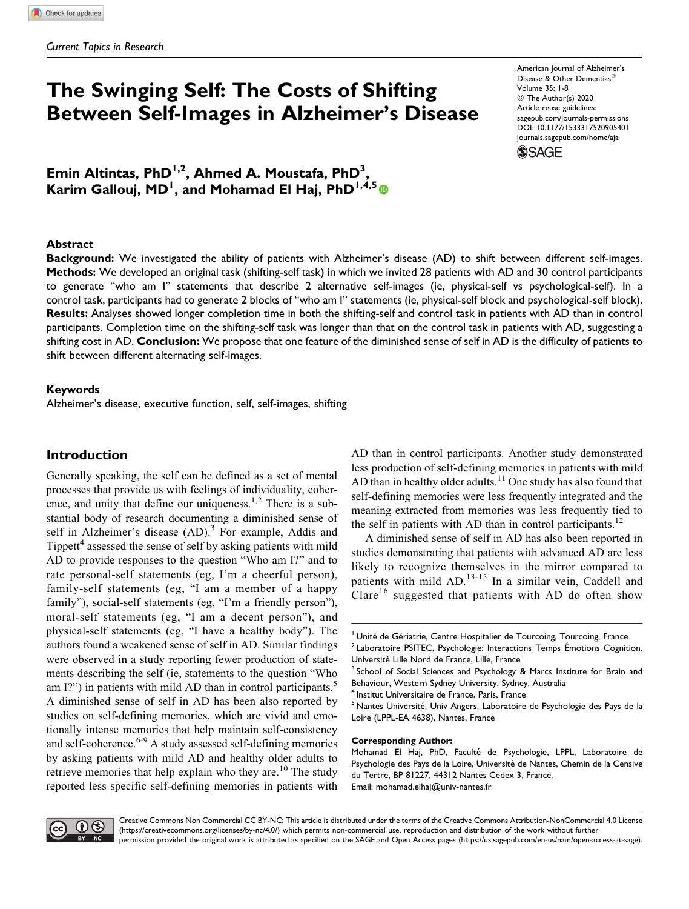Current Topics in Research

# The Swinging Self: The Costs of Shifting Between Self-Images in Alzheimer's Disease

American Journal of Alzheimer's Disease & Other Dementias®
Volume 35: 1-8
© The Author(s) 2020
Article reuse guidelines: sagepub.com/journals-permissions
DOI: 10.1177/1533317520905401
journals.sagepub.com/home/aja

**Emin Altintas, PhD[1,2], Ahmed A. Moustafa, PhD[3], Karim Gallouj, MD[1], and Mohamad El Haj, PhD[1,4,5]**

## Abstract

**Background:** We investigated the ability of patients with Alzheimer's disease (AD) to shift between different self-images. **Methods:** We developed an original task (shifting-self task) in which we invited 28 patients with AD and 30 control participants to generate "who am I" statements that describe 2 alternative self-images (ie, physical-self vs psychological-self). In a control task, participants had to generate 2 blocks of "who am I" statements (ie, physical-self block and psychological-self block). **Results:** Analyses showed longer completion time in both the shifting-self and control task in patients with AD than in control participants. Completion time on the shifting-self task was longer than that on the control task in patients with AD, suggesting a shifting cost in AD. **Conclusion:** We propose that one feature of the diminished sense of self in AD is the difficulty of patients to shift between different alternating self-images.

### Keywords

Alzheimer's disease, executive function, self, self-images, shifting

## Introduction

Generally speaking, the self can be defined as a set of mental processes that provide us with feelings of individuality, coherence, and unity that define our uniqueness.[1,2] There is a substantial body of research documenting a diminished sense of self in Alzheimer's disease (AD).[3] For example, Addis and Tippett[4] assessed the sense of self by asking patients with mild AD to provide responses to the question "Who am I?" and to rate personal-self statements (eg, I'm a cheerful person), family-self statements (eg, "I am a member of a happy family"), social-self statements (eg, "I'm a friendly person"), moral-self statements (eg, "I am a decent person"), and physical-self statements (eg, "I have a healthy body"). The authors found a weakened sense of self in AD. Similar findings were observed in a study reporting fewer production of statements describing the self (ie, statements to the question "Who am I?") in patients with mild AD than in control participants.[5] A diminished sense of self in AD has been also reported by studies on self-defining memories, which are vivid and emotionally intense memories that help maintain self-consistency and self-coherence.[6-9] A study assessed self-defining memories by asking patients with mild AD and healthy older adults to retrieve memories that help explain who they are.[10] The study reported less specific self-defining memories in patients with AD than in control participants. Another study demonstrated less production of self-defining memories in patients with mild AD than in healthy older adults.[11] One study has also found that self-defining memories were less frequently integrated and the meaning extracted from memories was less frequently tied to the self in patients with AD than in control participants.[12]

A diminished sense of self in AD has also been reported in studies demonstrating that patients with advanced AD are less likely to recognize themselves in the mirror compared to patients with mild AD.[13-15] In a similar vein, Caddell and Clare[16] suggested that patients with AD do often show

[1] Unité de Gériatrie, Centre Hospitalier de Tourcoing, Tourcoing, France
[2] Laboratoire PSITEC, Psychologie: Interactions Temps Émotions Cognition, Université Lille Nord de France, Lille, France
[3] School of Social Sciences and Psychology & Marcs Institute for Brain and Behaviour, Western Sydney University, Sydney, Australia
[4] Institut Universitaire de France, Paris, France
[5] Nantes Université, Univ Angers, Laboratoire de Psychologie des Pays de la Loire (LPPL-EA 4638), Nantes, France

**Corresponding Author:**
Mohamad El Haj, PhD, Faculté de Psychologie, LPPL, Laboratoire de Psychologie des Pays de la Loire, Université de Nantes, Chemin de la Censive du Tertre, BP 81227, 44312 Nantes Cedex 3, France.
Email: mohamad.elhaj@univ-nantes.fr

Creative Commons Non Commercial CC BY-NC: This article is distributed under the terms of the Creative Commons Attribution-NonCommercial 4.0 License (https://creativecommons.org/licenses/by-nc/4.0/) which permits non-commercial use, reproduction and distribution of the work without further permission provided the original work is attributed as specified on the SAGE and Open Access pages (https://us.sagepub.com/en-us/nam/open-access-at-sage).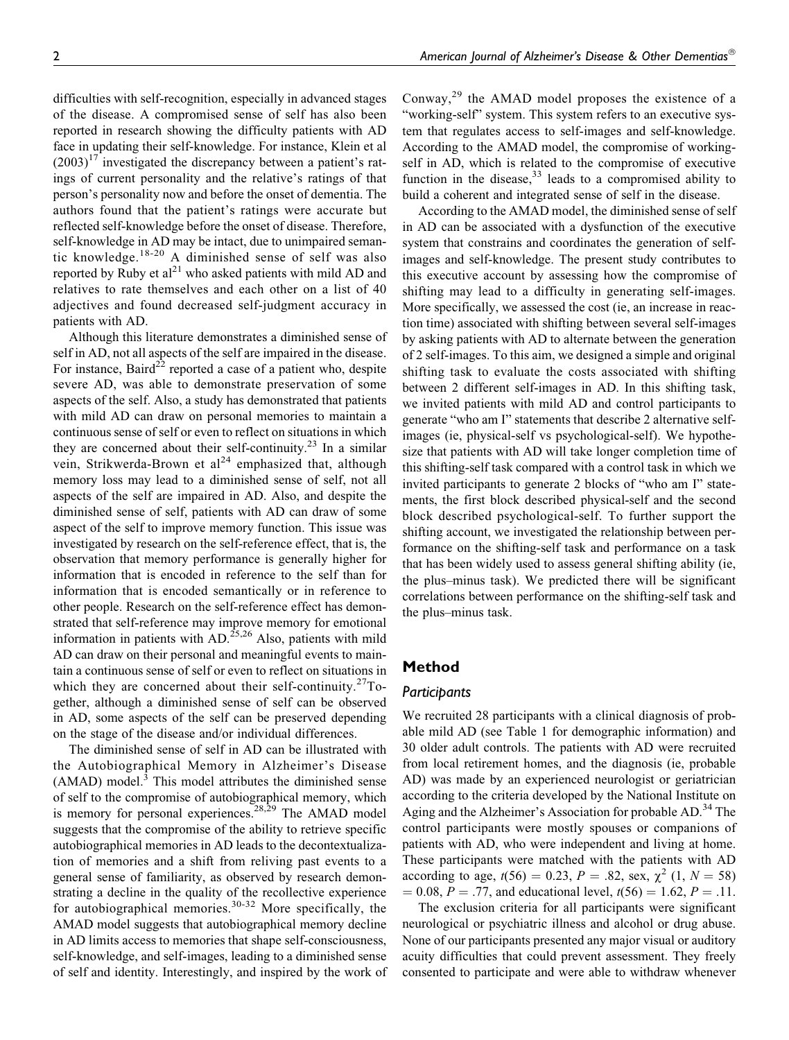difficulties with self-recognition, especially in advanced stages of the disease. A compromised sense of self has also been reported in research showing the difficulty patients with AD face in updating their self-knowledge. For instance, Klein et al (2003)[17] investigated the discrepancy between a patient's ratings of current personality and the relative's ratings of that person's personality now and before the onset of dementia. The authors found that the patient's ratings were accurate but reflected self-knowledge before the onset of disease. Therefore, self-knowledge in AD may be intact, due to unimpaired semantic knowledge.[18-20] A diminished sense of self was also reported by Ruby et al[21] who asked patients with mild AD and relatives to rate themselves and each other on a list of 40 adjectives and found decreased self-judgment accuracy in patients with AD.

Although this literature demonstrates a diminished sense of self in AD, not all aspects of the self are impaired in the disease. For instance, Baird[22] reported a case of a patient who, despite severe AD, was able to demonstrate preservation of some aspects of the self. Also, a study has demonstrated that patients with mild AD can draw on personal memories to maintain a continuous sense of self or even to reflect on situations in which they are concerned about their self-continuity.[23] In a similar vein, Strikwerda-Brown et al[24] emphasized that, although memory loss may lead to a diminished sense of self, not all aspects of the self are impaired in AD. Also, and despite the diminished sense of self, patients with AD can draw of some aspect of the self to improve memory function. This issue was investigated by research on the self-reference effect, that is, the observation that memory performance is generally higher for information that is encoded in reference to the self than for information that is encoded semantically or in reference to other people. Research on the self-reference effect has demonstrated that self-reference may improve memory for emotional information in patients with AD.[25,26] Also, patients with mild AD can draw on their personal and meaningful events to maintain a continuous sense of self or even to reflect on situations in which they are concerned about their self-continuity.[27]Together, although a diminished sense of self can be observed in AD, some aspects of the self can be preserved depending on the stage of the disease and/or individual differences.

The diminished sense of self in AD can be illustrated with the Autobiographical Memory in Alzheimer's Disease (AMAD) model.[3] This model attributes the diminished sense of self to the compromise of autobiographical memory, which is memory for personal experiences.[28,29] The AMAD model suggests that the compromise of the ability to retrieve specific autobiographical memories in AD leads to the decontextualization of memories and a shift from reliving past events to a general sense of familiarity, as observed by research demonstrating a decline in the quality of the recollective experience for autobiographical memories.[30-32] More specifically, the AMAD model suggests that autobiographical memory decline in AD limits access to memories that shape self-consciousness, self-knowledge, and self-images, leading to a diminished sense of self and identity. Interestingly, and inspired by the work of Conway,[29] the AMAD model proposes the existence of a "working-self" system. This system refers to an executive system that regulates access to self-images and self-knowledge. According to the AMAD model, the compromise of working-self in AD, which is related to the compromise of executive function in the disease,[33] leads to a compromised ability to build a coherent and integrated sense of self in the disease.

According to the AMAD model, the diminished sense of self in AD can be associated with a dysfunction of the executive system that constrains and coordinates the generation of self-images and self-knowledge. The present study contributes to this executive account by assessing how the compromise of shifting may lead to a difficulty in generating self-images. More specifically, we assessed the cost (ie, an increase in reaction time) associated with shifting between several self-images by asking patients with AD to alternate between the generation of 2 self-images. To this aim, we designed a simple and original shifting task to evaluate the costs associated with shifting between 2 different self-images in AD. In this shifting task, we invited patients with mild AD and control participants to generate "who am I" statements that describe 2 alternative self-images (ie, physical-self vs psychological-self). We hypothesize that patients with AD will take longer completion time of this shifting-self task compared with a control task in which we invited participants to generate 2 blocks of "who am I" statements, the first block described physical-self and the second block described psychological-self. To further support the shifting account, we investigated the relationship between performance on the shifting-self task and performance on a task that has been widely used to assess general shifting ability (ie, the plus–minus task). We predicted there will be significant correlations between performance on the shifting-self task and the plus–minus task.

## Method

### Participants

We recruited 28 participants with a clinical diagnosis of probable mild AD (see Table 1 for demographic information) and 30 older adult controls. The patients with AD were recruited from local retirement homes, and the diagnosis (ie, probable AD) was made by an experienced neurologist or geriatrician according to the criteria developed by the National Institute on Aging and the Alzheimer's Association for probable AD.[34] The control participants were mostly spouses or companions of patients with AD, who were independent and living at home. These participants were matched with the patients with AD according to age, $t(56) = 0.23$, $P = .82$, sex, $\chi^2$ $(1, N = 58) = 0.08$, $P = .77$, and educational level, $t(56) = 1.62$, $P = .11$.

The exclusion criteria for all participants were significant neurological or psychiatric illness and alcohol or drug abuse. None of our participants presented any major visual or auditory acuity difficulties that could prevent assessment. They freely consented to participate and were able to withdraw whenever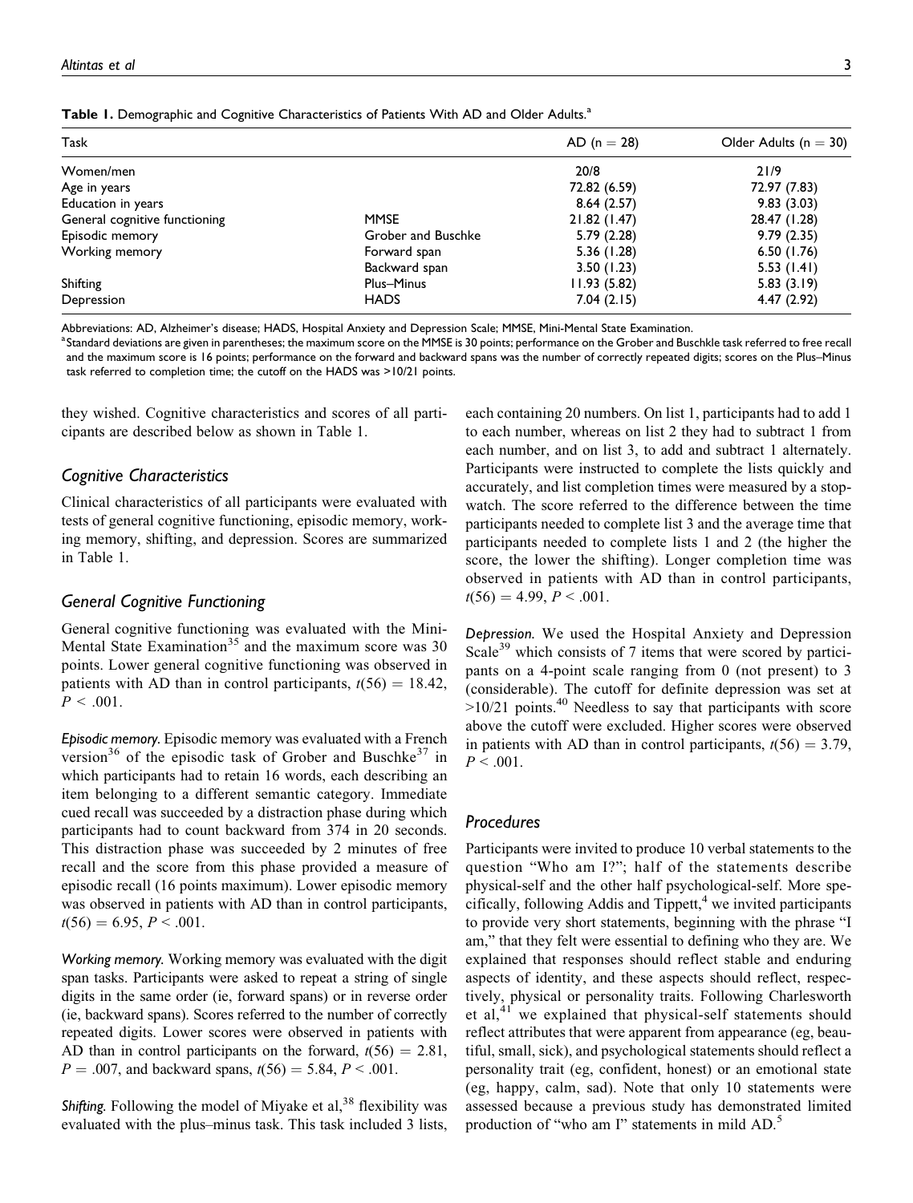**Table 1.** Demographic and Cognitive Characteristics of Patients With AD and Older Adults.[a]

| Task | | AD (n = 28) | Older Adults (n = 30) |
|---|---|---|---|
| Women/men | | 20/8 | 21/9 |
| Age in years | | 72.82 (6.59) | 72.97 (7.83) |
| Education in years | | 8.64 (2.57) | 9.83 (3.03) |
| General cognitive functioning | MMSE | 21.82 (1.47) | 28.47 (1.28) |
| Episodic memory | Grober and Buschke | 5.79 (2.28) | 9.79 (2.35) |
| Working memory | Forward span | 5.36 (1.28) | 6.50 (1.76) |
| | Backward span | 3.50 (1.23) | 5.53 (1.41) |
| Shifting | Plus–Minus | 11.93 (5.82) | 5.83 (3.19) |
| Depression | HADS | 7.04 (2.15) | 4.47 (2.92) |

Abbreviations: AD, Alzheimer's disease; HADS, Hospital Anxiety and Depression Scale; MMSE, Mini-Mental State Examination.

[a]Standard deviations are given in parentheses; the maximum score on the MMSE is 30 points; performance on the Grober and Buschkle task referred to free recall and the maximum score is 16 points; performance on the forward and backward spans was the number of correctly repeated digits; scores on the Plus–Minus task referred to completion time; the cutoff on the HADS was >10/21 points.

they wished. Cognitive characteristics and scores of all participants are described below as shown in Table 1.

## Cognitive Characteristics

Clinical characteristics of all participants were evaluated with tests of general cognitive functioning, episodic memory, working memory, shifting, and depression. Scores are summarized in Table 1.

## General Cognitive Functioning

General cognitive functioning was evaluated with the Mini-Mental State Examination[35] and the maximum score was 30 points. Lower general cognitive functioning was observed in patients with AD than in control participants, $t(56) = 18.42$, $P < .001$.

*Episodic memory.* Episodic memory was evaluated with a French version[36] of the episodic task of Grober and Buschke[37] in which participants had to retain 16 words, each describing an item belonging to a different semantic category. Immediate cued recall was succeeded by a distraction phase during which participants had to count backward from 374 in 20 seconds. This distraction phase was succeeded by 2 minutes of free recall and the score from this phase provided a measure of episodic recall (16 points maximum). Lower episodic memory was observed in patients with AD than in control participants, $t(56) = 6.95$, $P < .001$.

*Working memory.* Working memory was evaluated with the digit span tasks. Participants were asked to repeat a string of single digits in the same order (ie, forward spans) or in reverse order (ie, backward spans). Scores referred to the number of correctly repeated digits. Lower scores were observed in patients with AD than in control participants on the forward, $t(56) = 2.81$, $P = .007$, and backward spans, $t(56) = 5.84$, $P < .001$.

*Shifting.* Following the model of Miyake et al,[38] flexibility was evaluated with the plus–minus task. This task included 3 lists, each containing 20 numbers. On list 1, participants had to add 1 to each number, whereas on list 2 they had to subtract 1 from each number, and on list 3, to add and subtract 1 alternately. Participants were instructed to complete the lists quickly and accurately, and list completion times were measured by a stopwatch. The score referred to the difference between the time participants needed to complete list 3 and the average time that participants needed to complete lists 1 and 2 (the higher the score, the lower the shifting). Longer completion time was observed in patients with AD than in control participants, $t(56) = 4.99$, $P < .001$.

*Depression.* We used the Hospital Anxiety and Depression Scale[39] which consists of 7 items that were scored by participants on a 4-point scale ranging from 0 (not present) to 3 (considerable). The cutoff for definite depression was set at >10/21 points.[40] Needless to say that participants with score above the cutoff were excluded. Higher scores were observed in patients with AD than in control participants, $t(56) = 3.79$, $P < .001$.

## Procedures

Participants were invited to produce 10 verbal statements to the question "Who am I?"; half of the statements describe physical-self and the other half psychological-self. More specifically, following Addis and Tippett,[4] we invited participants to provide very short statements, beginning with the phrase "I am," that they felt were essential to defining who they are. We explained that responses should reflect stable and enduring aspects of identity, and these aspects should reflect, respectively, physical or personality traits. Following Charlesworth et al,[41] we explained that physical-self statements should reflect attributes that were apparent from appearance (eg, beautiful, small, sick), and psychological statements should reflect a personality trait (eg, confident, honest) or an emotional state (eg, happy, calm, sad). Note that only 10 statements were assessed because a previous study has demonstrated limited production of "who am I" statements in mild AD.[5]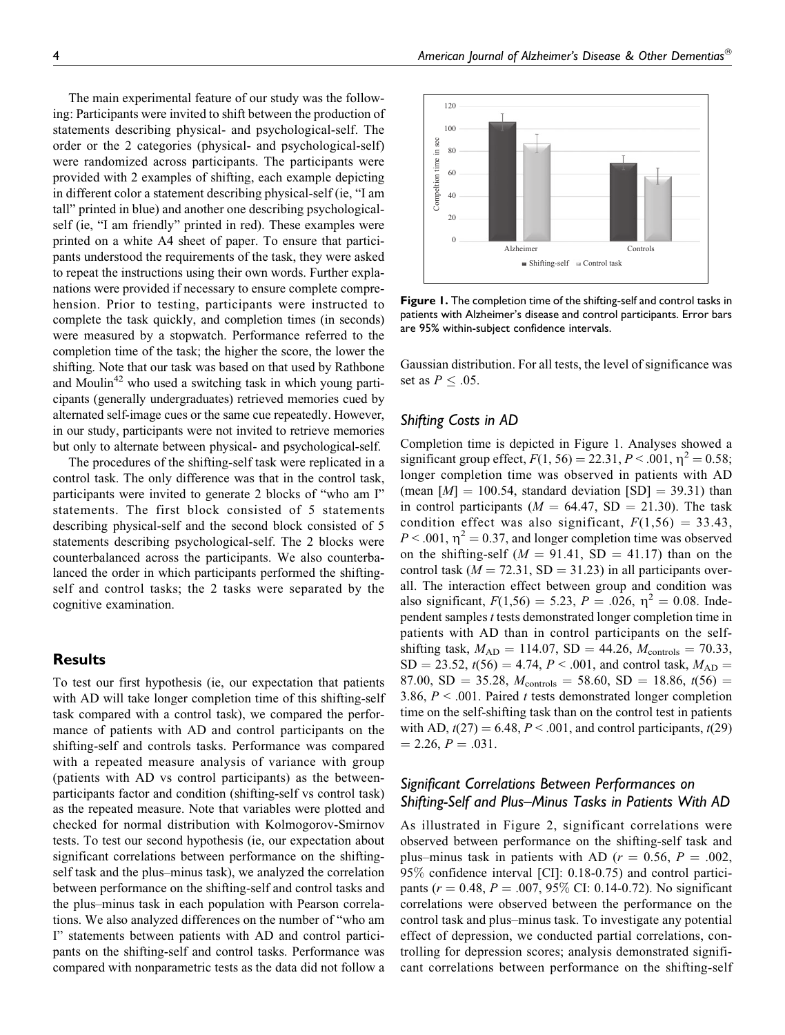The main experimental feature of our study was the following: Participants were invited to shift between the production of statements describing physical- and psychological-self. The order or the 2 categories (physical- and psychological-self) were randomized across participants. The participants were provided with 2 examples of shifting, each example depicting in different color a statement describing physical-self (ie, "I am tall" printed in blue) and another one describing psychological-self (ie, "I am friendly" printed in red). These examples were printed on a white A4 sheet of paper. To ensure that participants understood the requirements of the task, they were asked to repeat the instructions using their own words. Further explanations were provided if necessary to ensure complete comprehension. Prior to testing, participants were instructed to complete the task quickly, and completion times (in seconds) were measured by a stopwatch. Performance referred to the completion time of the task; the higher the score, the lower the shifting. Note that our task was based on that used by Rathbone and Moulin[42] who used a switching task in which young participants (generally undergraduates) retrieved memories cued by alternated self-image cues or the same cue repeatedly. However, in our study, participants were not invited to retrieve memories but only to alternate between physical- and psychological-self.

The procedures of the shifting-self task were replicated in a control task. The only difference was that in the control task, participants were invited to generate 2 blocks of "who am I" statements. The first block consisted of 5 statements describing physical-self and the second block consisted of 5 statements describing psychological-self. The 2 blocks were counterbalanced across the participants. We also counterbalanced the order in which participants performed the shifting-self and control tasks; the 2 tasks were separated by the cognitive examination.

## Results

To test our first hypothesis (ie, our expectation that patients with AD will take longer completion time of this shifting-self task compared with a control task), we compared the performance of patients with AD and control participants on the shifting-self and controls tasks. Performance was compared with a repeated measure analysis of variance with group (patients with AD vs control participants) as the between-participants factor and condition (shifting-self vs control task) as the repeated measure. Note that variables were plotted and checked for normal distribution with Kolmogorov-Smirnov tests. To test our second hypothesis (ie, our expectation about significant correlations between performance on the shifting-self task and the plus–minus task), we analyzed the correlation between performance on the shifting-self and control tasks and the plus–minus task in each population with Pearson correlations. We also analyzed differences on the number of "who am I" statements between patients with AD and control participants on the shifting-self and control tasks. Performance was compared with nonparametric tests as the data did not follow a Gaussian distribution. For all tests, the level of significance was set as $P \leq .05$.

**Figure 1.** The completion time of the shifting-self and control tasks in patients with Alzheimer's disease and control participants. Error bars are 95% within-subject confidence intervals.

### Shifting Costs in AD

Completion time is depicted in Figure 1. Analyses showed a significant group effect, $F(1, 56) = 22.31$, $P < .001$, $\eta^2 = 0.58$; longer completion time was observed in patients with AD (mean [$M$] = 100.54, standard deviation [SD] = 39.31) than in control participants ($M = 64.47$, SD = 21.30). The task condition effect was also significant, $F(1,56) = 33.43$, $P < .001$, $\eta^2 = 0.37$, and longer completion time was observed on the shifting-self ($M = 91.41$, SD = 41.17) than on the control task ($M = 72.31$, SD = 31.23) in all participants overall. The interaction effect between group and condition was also significant, $F(1,56) = 5.23$, $P = .026$, $\eta^2 = 0.08$. Independent samples $t$ tests demonstrated longer completion time in patients with AD than in control participants on the self-shifting task, $M_{AD} = 114.07$, SD = 44.26, $M_{controls} = 70.33$, SD = 23.52, $t(56) = 4.74$, $P < .001$, and control task, $M_{AD} = 87.00$, SD = 35.28, $M_{controls} = 58.60$, SD = 18.86, $t(56) = 3.86$, $P < .001$. Paired $t$ tests demonstrated longer completion time on the self-shifting task than on the control test in patients with AD, $t(27) = 6.48$, $P < .001$, and control participants, $t(29) = 2.26$, $P = .031$.

### Significant Correlations Between Performances on Shifting-Self and Plus–Minus Tasks in Patients With AD

As illustrated in Figure 2, significant correlations were observed between performance on the shifting-self task and plus–minus task in patients with AD ($r = 0.56$, $P = .002$, 95% confidence interval [CI]: 0.18-0.75) and control participants ($r = 0.48$, $P = .007$, 95% CI: 0.14-0.72). No significant correlations were observed between the performance on the control task and plus–minus task. To investigate any potential effect of depression, we conducted partial correlations, controlling for depression scores; analysis demonstrated significant correlations between performance on the shifting-self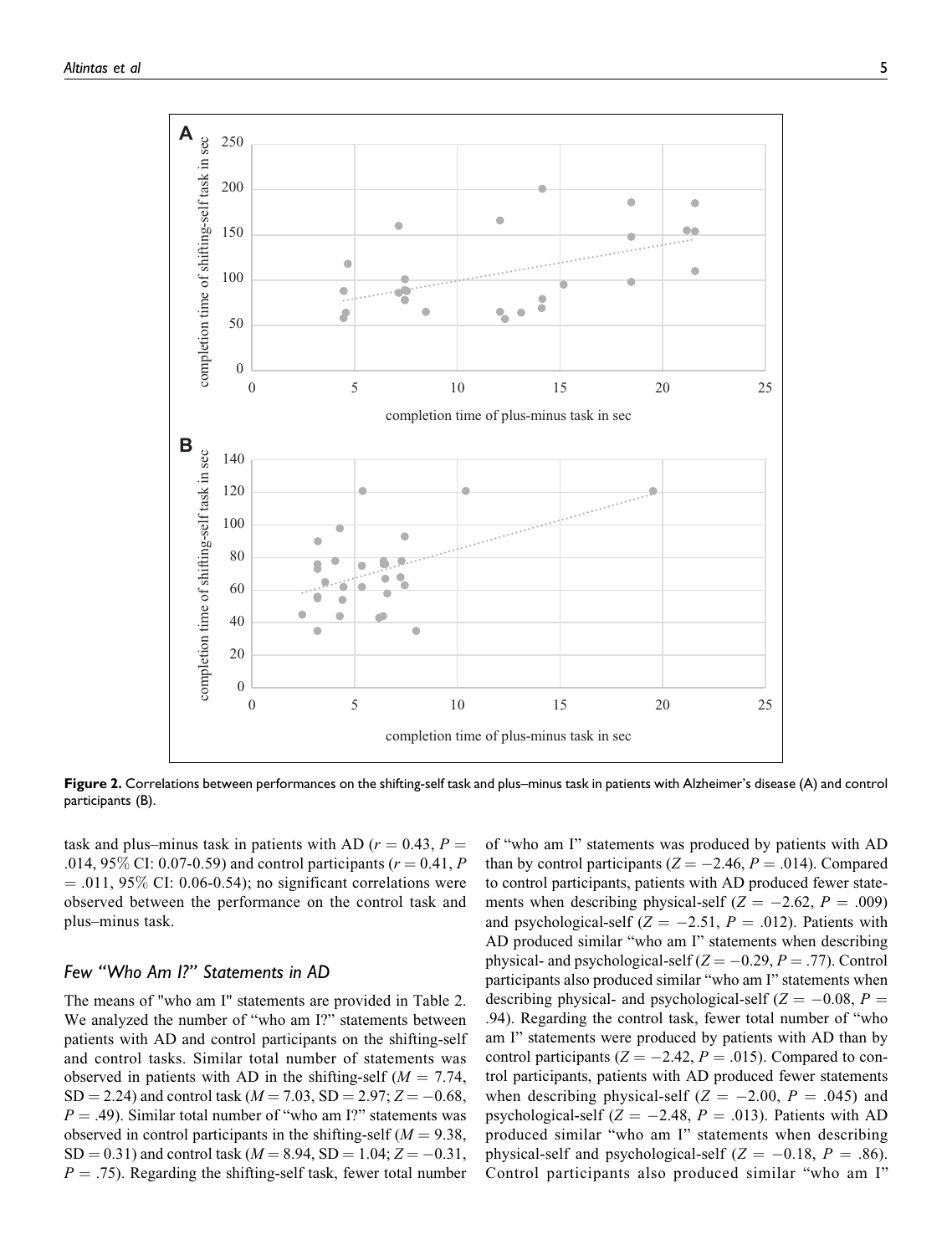**Figure 2.** Correlations between performances on the shifting-self task and plus–minus task in patients with Alzheimer's disease (A) and control participants (B).

task and plus–minus task in patients with AD ($r = 0.43$, $P = .014$, 95% CI: 0.07-0.59) and control participants ($r = 0.41$, $P = .011$, 95% CI: 0.06-0.54); no significant correlations were observed between the performance on the control task and plus–minus task.

## Few "Who Am I?" Statements in AD

The means of "who am I" statements are provided in Table 2. We analyzed the number of "who am I?" statements between patients with AD and control participants on the shifting-self and control tasks. Similar total number of statements was observed in patients with AD in the shifting-self ($M = 7.74$, $SD = 2.24$) and control task ($M = 7.03$, $SD = 2.97$; $Z = -0.68$, $P = .49$). Similar total number of "who am I?" statements was observed in control participants in the shifting-self ($M = 9.38$, $SD = 0.31$) and control task ($M = 8.94$, $SD = 1.04$; $Z = -0.31$, $P = .75$). Regarding the shifting-self task, fewer total number of "who am I" statements was produced by patients with AD than by control participants ($Z = -2.46$, $P = .014$). Compared to control participants, patients with AD produced fewer statements when describing physical-self ($Z = -2.62$, $P = .009$) and psychological-self ($Z = -2.51$, $P = .012$). Patients with AD produced similar "who am I" statements when describing physical- and psychological-self ($Z = -0.29$, $P = .77$). Control participants also produced similar "who am I" statements when describing physical- and psychological-self ($Z = -0.08$, $P = .94$). Regarding the control task, fewer total number of "who am I" statements were produced by patients with AD than by control participants ($Z = -2.42$, $P = .015$). Compared to control participants, patients with AD produced fewer statements when describing physical-self ($Z = -2.00$, $P = .045$) and psychological-self ($Z = -2.48$, $P = .013$). Patients with AD produced similar "who am I" statements when describing physical-self and psychological-self ($Z = -0.18$, $P = .86$). Control participants also produced similar "who am I"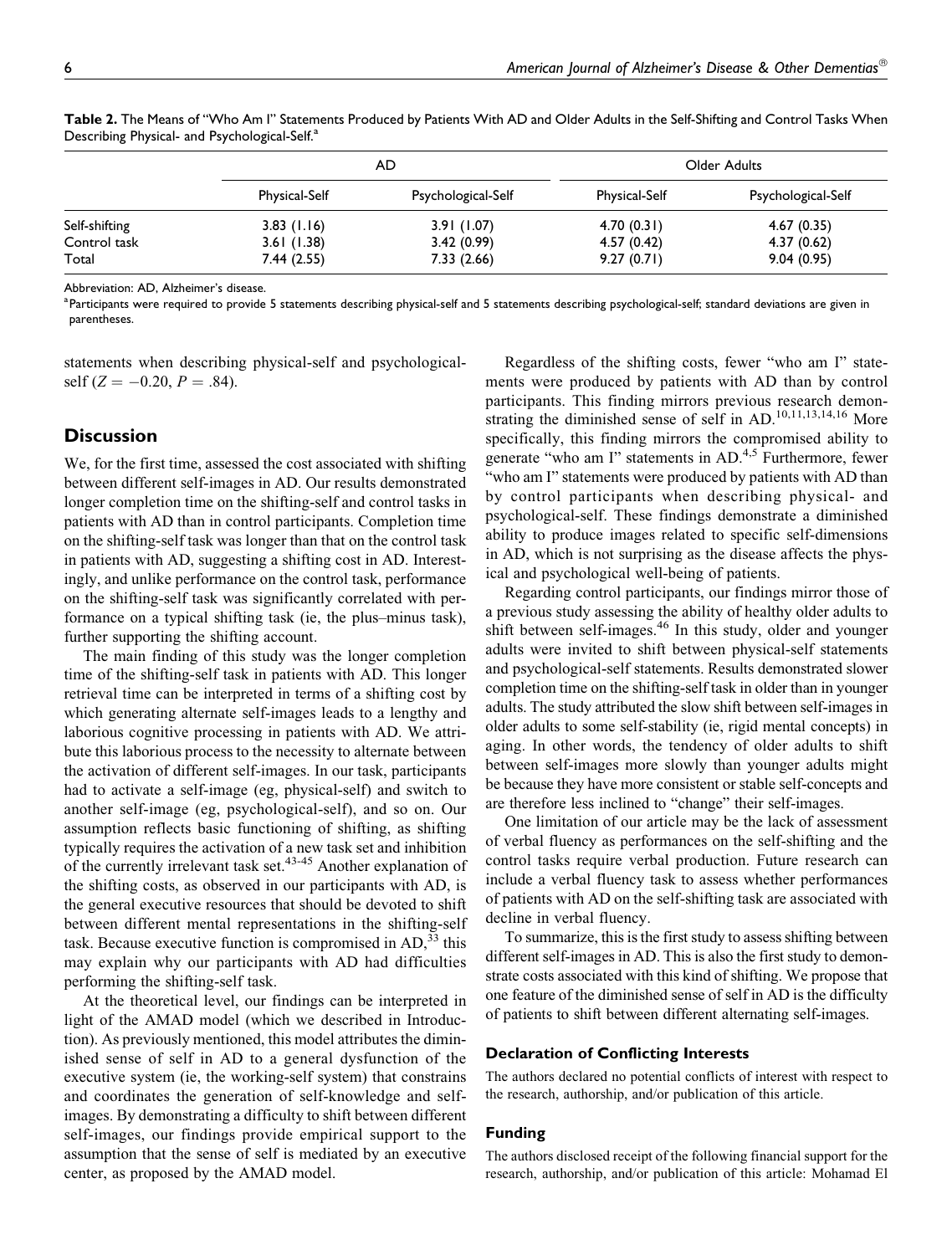**Table 2.** The Means of "Who Am I" Statements Produced by Patients With AD and Older Adults in the Self-Shifting and Control Tasks When Describing Physical- and Psychological-Self.[a]

| | AD | | Older Adults | |
|---|---|---|---|---|
| | Physical-Self | Psychological-Self | Physical-Self | Psychological-Self |
| Self-shifting | 3.83 (1.16) | 3.91 (1.07) | 4.70 (0.31) | 4.67 (0.35) |
| Control task | 3.61 (1.38) | 3.42 (0.99) | 4.57 (0.42) | 4.37 (0.62) |
| Total | 7.44 (2.55) | 7.33 (2.66) | 9.27 (0.71) | 9.04 (0.95) |

Abbreviation: AD, Alzheimer's disease.

[a]Participants were required to provide 5 statements describing physical-self and 5 statements describing psychological-self; standard deviations are given in parentheses.

statements when describing physical-self and psychological-self ($Z = -0.20$, $P = .84$).

## Discussion

We, for the first time, assessed the cost associated with shifting between different self-images in AD. Our results demonstrated longer completion time on the shifting-self and control tasks in patients with AD than in control participants. Completion time on the shifting-self task was longer than that on the control task in patients with AD, suggesting a shifting cost in AD. Interestingly, and unlike performance on the control task, performance on the shifting-self task was significantly correlated with performance on a typical shifting task (ie, the plus–minus task), further supporting the shifting account.

The main finding of this study was the longer completion time of the shifting-self task in patients with AD. This longer retrieval time can be interpreted in terms of a shifting cost by which generating alternate self-images leads to a lengthy and laborious cognitive processing in patients with AD. We attribute this laborious process to the necessity to alternate between the activation of different self-images. In our task, participants had to activate a self-image (eg, physical-self) and switch to another self-image (eg, psychological-self), and so on. Our assumption reflects basic functioning of shifting, as shifting typically requires the activation of a new task set and inhibition of the currently irrelevant task set.[43-45] Another explanation of the shifting costs, as observed in our participants with AD, is the general executive resources that should be devoted to shift between different mental representations in the shifting-self task. Because executive function is compromised in AD,[33] this may explain why our participants with AD had difficulties performing the shifting-self task.

At the theoretical level, our findings can be interpreted in light of the AMAD model (which we described in Introduction). As previously mentioned, this model attributes the diminished sense of self in AD to a general dysfunction of the executive system (ie, the working-self system) that constrains and coordinates the generation of self-knowledge and self-images. By demonstrating a difficulty to shift between different self-images, our findings provide empirical support to the assumption that the sense of self is mediated by an executive center, as proposed by the AMAD model.

Regardless of the shifting costs, fewer "who am I" statements were produced by patients with AD than by control participants. This finding mirrors previous research demonstrating the diminished sense of self in AD.[10,11,13,14,16] More specifically, this finding mirrors the compromised ability to generate "who am I" statements in AD.[4,5] Furthermore, fewer "who am I" statements were produced by patients with AD than by control participants when describing physical- and psychological-self. These findings demonstrate a diminished ability to produce images related to specific self-dimensions in AD, which is not surprising as the disease affects the physical and psychological well-being of patients.

Regarding control participants, our findings mirror those of a previous study assessing the ability of healthy older adults to shift between self-images.[46] In this study, older and younger adults were invited to shift between physical-self statements and psychological-self statements. Results demonstrated slower completion time on the shifting-self task in older than in younger adults. The study attributed the slow shift between self-images in older adults to some self-stability (ie, rigid mental concepts) in aging. In other words, the tendency of older adults to shift between self-images more slowly than younger adults might be because they have more consistent or stable self-concepts and are therefore less inclined to "change" their self-images.

One limitation of our article may be the lack of assessment of verbal fluency as performances on the self-shifting and the control tasks require verbal production. Future research can include a verbal fluency task to assess whether performances of patients with AD on the self-shifting task are associated with decline in verbal fluency.

To summarize, this is the first study to assess shifting between different self-images in AD. This is also the first study to demonstrate costs associated with this kind of shifting. We propose that one feature of the diminished sense of self in AD is the difficulty of patients to shift between different alternating self-images.

### Declaration of Conflicting Interests

The authors declared no potential conflicts of interest with respect to the research, authorship, and/or publication of this article.

### Funding

The authors disclosed receipt of the following financial support for the research, authorship, and/or publication of this article: Mohamad El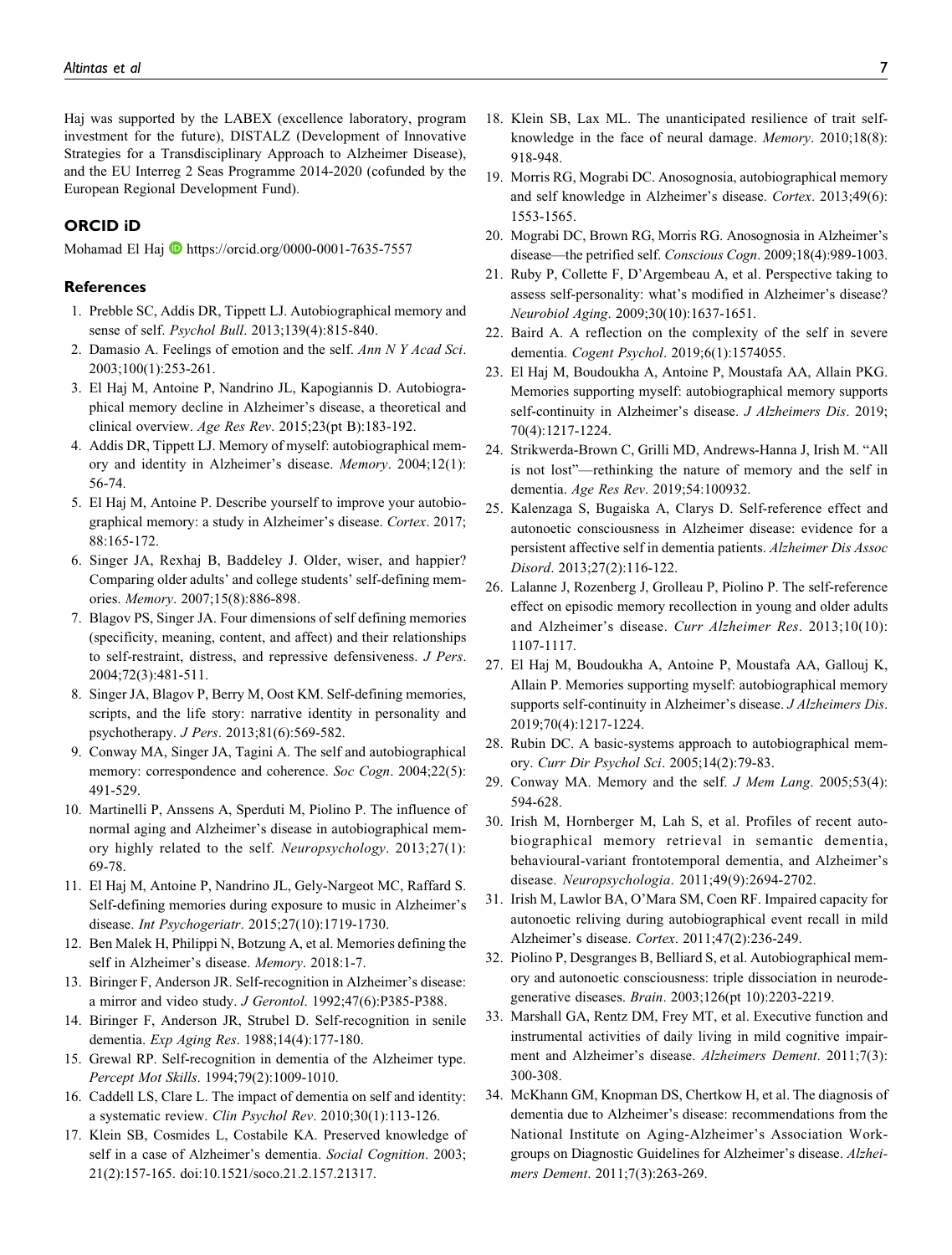Haj was supported by the LABEX (excellence laboratory, program investment for the future), DISTALZ (Development of Innovative Strategies for a Transdisciplinary Approach to Alzheimer Disease), and the EU Interreg 2 Seas Programme 2014-2020 (cofunded by the European Regional Development Fund).

## ORCID iD

Mohamad El Haj https://orcid.org/0000-0001-7635-7557

## References

1. Prebble SC, Addis DR, Tippett LJ. Autobiographical memory and sense of self. *Psychol Bull*. 2013;139(4):815-840.
2. Damasio A. Feelings of emotion and the self. *Ann N Y Acad Sci*. 2003;100(1):253-261.
3. El Haj M, Antoine P, Nandrino JL, Kapogiannis D. Autobiographical memory decline in Alzheimer's disease, a theoretical and clinical overview. *Age Res Rev*. 2015;23(pt B):183-192.
4. Addis DR, Tippett LJ. Memory of myself: autobiographical memory and identity in Alzheimer's disease. *Memory*. 2004;12(1): 56-74.
5. El Haj M, Antoine P. Describe yourself to improve your autobiographical memory: a study in Alzheimer's disease. *Cortex*. 2017; 88:165-172.
6. Singer JA, Rexhaj B, Baddeley J. Older, wiser, and happier? Comparing older adults' and college students' self-defining memories. *Memory*. 2007;15(8):886-898.
7. Blagov PS, Singer JA. Four dimensions of self defining memories (specificity, meaning, content, and affect) and their relationships to self-restraint, distress, and repressive defensiveness. *J Pers*. 2004;72(3):481-511.
8. Singer JA, Blagov P, Berry M, Oost KM. Self-defining memories, scripts, and the life story: narrative identity in personality and psychotherapy. *J Pers*. 2013;81(6):569-582.
9. Conway MA, Singer JA, Tagini A. The self and autobiographical memory: correspondence and coherence. *Soc Cogn*. 2004;22(5): 491-529.
10. Martinelli P, Anssens A, Sperduti M, Piolino P. The influence of normal aging and Alzheimer's disease in autobiographical memory highly related to the self. *Neuropsychology*. 2013;27(1): 69-78.
11. El Haj M, Antoine P, Nandrino JL, Gely-Nargeot MC, Raffard S. Self-defining memories during exposure to music in Alzheimer's disease. *Int Psychogeriatr*. 2015;27(10):1719-1730.
12. Ben Malek H, Philippi N, Botzung A, et al. Memories defining the self in Alzheimer's disease. *Memory*. 2018:1-7.
13. Biringer F, Anderson JR. Self-recognition in Alzheimer's disease: a mirror and video study. *J Gerontol*. 1992;47(6):P385-P388.
14. Biringer F, Anderson JR, Strubel D. Self-recognition in senile dementia. *Exp Aging Res*. 1988;14(4):177-180.
15. Grewal RP. Self-recognition in dementia of the Alzheimer type. *Percept Mot Skills*. 1994;79(2):1009-1010.
16. Caddell LS, Clare L. The impact of dementia on self and identity: a systematic review. *Clin Psychol Rev*. 2010;30(1):113-126.
17. Klein SB, Cosmides L, Costabile KA. Preserved knowledge of self in a case of Alzheimer's dementia. *Social Cognition*. 2003; 21(2):157-165. doi:10.1521/soco.21.2.157.21317.
18. Klein SB, Lax ML. The unanticipated resilience of trait self-knowledge in the face of neural damage. *Memory*. 2010;18(8): 918-948.
19. Morris RG, Mograbi DC. Anosognosia, autobiographical memory and self knowledge in Alzheimer's disease. *Cortex*. 2013;49(6): 1553-1565.
20. Mograbi DC, Brown RG, Morris RG. Anosognosia in Alzheimer's disease—the petrified self. *Conscious Cogn*. 2009;18(4):989-1003.
21. Ruby P, Collette F, D'Argembeau A, et al. Perspective taking to assess self-personality: what's modified in Alzheimer's disease? *Neurobiol Aging*. 2009;30(10):1637-1651.
22. Baird A. A reflection on the complexity of the self in severe dementia. *Cogent Psychol*. 2019;6(1):1574055.
23. El Haj M, Boudoukha A, Antoine P, Moustafa AA, Allain PKG. Memories supporting myself: autobiographical memory supports self-continuity in Alzheimer's disease. *J Alzheimers Dis*. 2019; 70(4):1217-1224.
24. Strikwerda-Brown C, Grilli MD, Andrews-Hanna J, Irish M. "All is not lost"—rethinking the nature of memory and the self in dementia. *Age Res Rev*. 2019;54:100932.
25. Kalenzaga S, Bugaiska A, Clarys D. Self-reference effect and autonoetic consciousness in Alzheimer disease: evidence for a persistent affective self in dementia patients. *Alzheimer Dis Assoc Disord*. 2013;27(2):116-122.
26. Lalanne J, Rozenberg J, Grolleau P, Piolino P. The self-reference effect on episodic memory recollection in young and older adults and Alzheimer's disease. *Curr Alzheimer Res*. 2013;10(10): 1107-1117.
27. El Haj M, Boudoukha A, Antoine P, Moustafa AA, Gallouj K, Allain P. Memories supporting myself: autobiographical memory supports self-continuity in Alzheimer's disease. *J Alzheimers Dis*. 2019;70(4):1217-1224.
28. Rubin DC. A basic-systems approach to autobiographical memory. *Curr Dir Psychol Sci*. 2005;14(2):79-83.
29. Conway MA. Memory and the self. *J Mem Lang*. 2005;53(4): 594-628.
30. Irish M, Hornberger M, Lah S, et al. Profiles of recent autobiographical memory retrieval in semantic dementia, behavioural-variant frontotemporal dementia, and Alzheimer's disease. *Neuropsychologia*. 2011;49(9):2694-2702.
31. Irish M, Lawlor BA, O'Mara SM, Coen RF. Impaired capacity for autonoetic reliving during autobiographical event recall in mild Alzheimer's disease. *Cortex*. 2011;47(2):236-249.
32. Piolino P, Desgranges B, Belliard S, et al. Autobiographical memory and autonoetic consciousness: triple dissociation in neurodegenerative diseases. *Brain*. 2003;126(pt 10):2203-2219.
33. Marshall GA, Rentz DM, Frey MT, et al. Executive function and instrumental activities of daily living in mild cognitive impairment and Alzheimer's disease. *Alzheimers Dement*. 2011;7(3): 300-308.
34. McKhann GM, Knopman DS, Chertkow H, et al. The diagnosis of dementia due to Alzheimer's disease: recommendations from the National Institute on Aging-Alzheimer's Association Workgroups on Diagnostic Guidelines for Alzheimer's disease. *Alzheimers Dement*. 2011;7(3):263-269.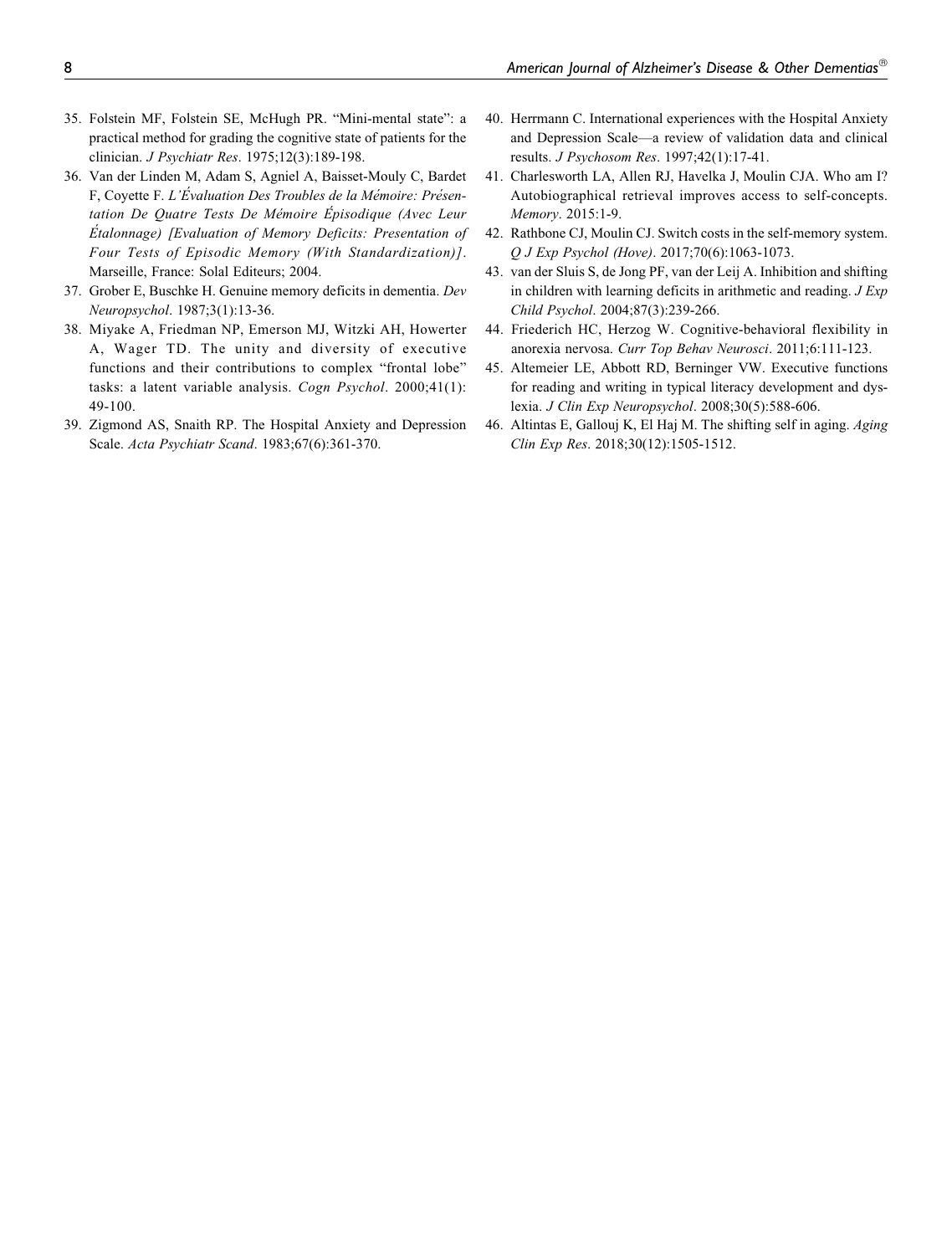35. Folstein MF, Folstein SE, McHugh PR. “Mini-mental state”: a practical method for grading the cognitive state of patients for the clinician. *J Psychiatr Res*. 1975;12(3):189-198.
36. Van der Linden M, Adam S, Agniel A, Baisset-Mouly C, Bardet F, Coyette F. *L'Évaluation Des Troubles de la Mémoire: Présentation De Quatre Tests De Mémoire Épisodique (Avec Leur Étalonnage) [Evaluation of Memory Deficits: Presentation of Four Tests of Episodic Memory (With Standardization)]*. Marseille, France: Solal Editeurs; 2004.
37. Grober E, Buschke H. Genuine memory deficits in dementia. *Dev Neuropsychol*. 1987;3(1):13-36.
38. Miyake A, Friedman NP, Emerson MJ, Witzki AH, Howerter A, Wager TD. The unity and diversity of executive functions and their contributions to complex “frontal lobe” tasks: a latent variable analysis. *Cogn Psychol*. 2000;41(1):49-100.
39. Zigmond AS, Snaith RP. The Hospital Anxiety and Depression Scale. *Acta Psychiatr Scand*. 1983;67(6):361-370.
40. Herrmann C. International experiences with the Hospital Anxiety and Depression Scale—a review of validation data and clinical results. *J Psychosom Res*. 1997;42(1):17-41.
41. Charlesworth LA, Allen RJ, Havelka J, Moulin CJA. Who am I? Autobiographical retrieval improves access to self-concepts. *Memory*. 2015:1-9.
42. Rathbone CJ, Moulin CJ. Switch costs in the self-memory system. *Q J Exp Psychol (Hove)*. 2017;70(6):1063-1073.
43. van der Sluis S, de Jong PF, van der Leij A. Inhibition and shifting in children with learning deficits in arithmetic and reading. *J Exp Child Psychol*. 2004;87(3):239-266.
44. Friederich HC, Herzog W. Cognitive-behavioral flexibility in anorexia nervosa. *Curr Top Behav Neurosci*. 2011;6:111-123.
45. Altemeier LE, Abbott RD, Berninger VW. Executive functions for reading and writing in typical literacy development and dyslexia. *J Clin Exp Neuropsychol*. 2008;30(5):588-606.
46. Altintas E, Gallouj K, El Haj M. The shifting self in aging. *Aging Clin Exp Res*. 2018;30(12):1505-1512.